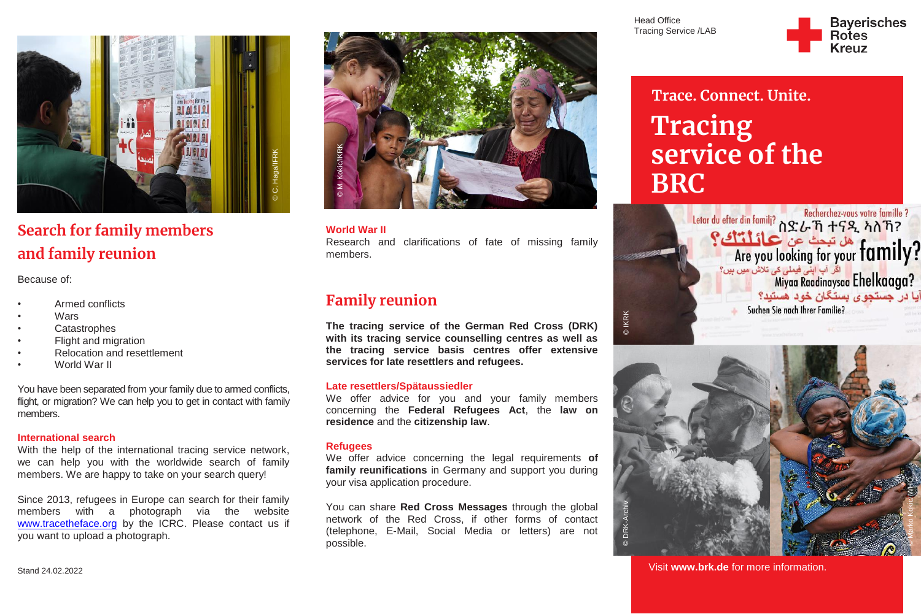## Search for family members and family reunion

Because of:

- Armed conflicts
- Wars
- Catastrophes
- Flight and migration
- Relocation and resettlement
- World War II

You have been separated from your family due to armed conflicts, flight, or migration? We can help you to get in contact with family members.

**International search**
With the help of the international tracing service network, we can help you with the worldwide search of family members. We are happy to take on your search query!

Since 2013, refugees in Europe can search for their family members with a photograph via the website www.tracetheface.org by the ICRC. Please contact us if you want to upload a photograph.

Stand 24.02.2022

**World War II**
Research and clarifications of fate of missing family members.

## Family reunion

**The tracing service of the German Red Cross (DRK) with its tracing service counselling centres as well as the tracing service basis centres offer extensive services for late resettlers and refugees.**

**Late resettlers/Spätaussiedler**
We offer advice for you and your family members concerning the **Federal Refugees Act**, the **law on residence** and the **citizenship law**.

**Refugees**
We offer advice concerning the legal requirements **of family reunifications** in Germany and support you during your visa application procedure.

You can share **Red Cross Messages** through the global network of the Red Cross, if other forms of contact (telephone, E-Mail, Social Media or letters) are not possible.

Head Office
Tracing Service /LAB

Bayerisches Rotes Kreuz

Trace. Connect. Unite.

# Tracing service of the BRC

Visit **www.brk.de** for more information.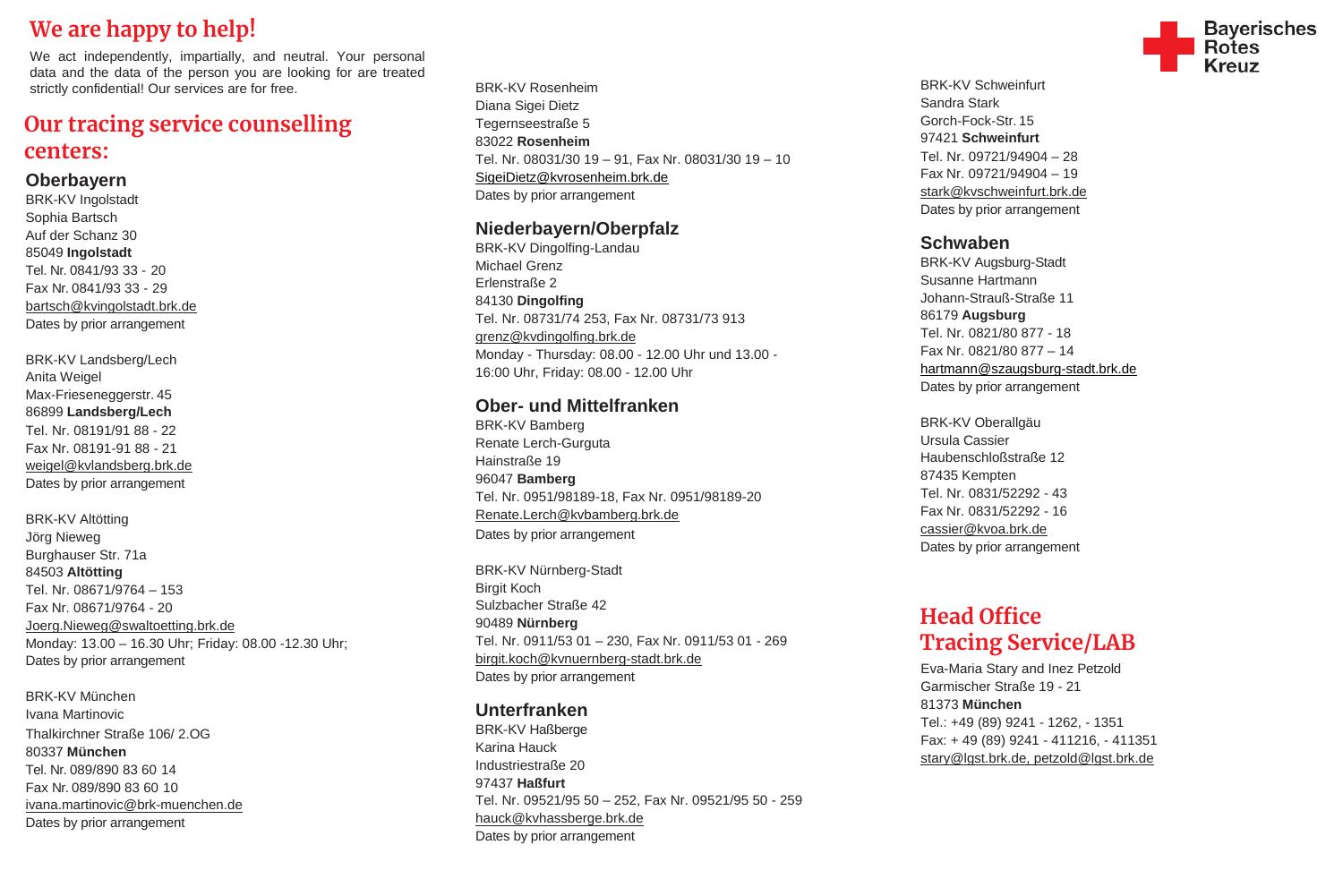Bayerisches Rotes Kreuz

# We are happy to help!

We act independently, impartially, and neutral. Your personal data and the data of the person you are looking for are treated strictly confidential! Our services are for free.

# Our tracing service counselling centers:

## Oberbayern

BRK-KV Ingolstadt
Sophia Bartsch
Auf der Schanz 30
85049 **Ingolstadt**
Tel. Nr. 0841/93 33 - 20
Fax Nr. 0841/93 33 - 29
bartsch@kvingolstadt.brk.de
Dates by prior arrangement

BRK-KV Landsberg/Lech
Anita Weigel
Max-Friesenegggerstr. 45
86899 **Landsberg/Lech**
Tel. Nr. 08191/91 88 - 22
Fax Nr. 08191-91 88 - 21
weigel@kvlandsberg.brk.de
Dates by prior arrangement

BRK-KV Altötting
Jörg Nieweg
Burghauser Str. 71a
84503 **Altötting**
Tel. Nr. 08671/9764 – 153
Fax Nr. 08671/9764 - 20
Joerg.Nieweg@swaltoetting.brk.de
Monday: 13.00 – 16.30 Uhr; Friday: 08.00 -12.30 Uhr;
Dates by prior arrangement

BRK-KV München
Ivana Martinovic
Thalkirchner Straße 106/ 2.OG
80337 **München**
Tel. Nr. 089/890 83 60 14
Fax Nr. 089/890 83 60 10
ivana.martinovic@brk-muenchen.de
Dates by prior arrangement

BRK-KV Rosenheim
Diana Sigei Dietz
Tegernseestraße 5
83022 **Rosenheim**
Tel. Nr. 08031/30 19 – 91, Fax Nr. 08031/30 19 – 10
SigeiDietz@kvrosenheim.brk.de
Dates by prior arrangement

## Niederbayern/Oberpfalz

BRK-KV Dingolfing-Landau
Michael Grenz
Erlenstraße 2
84130 **Dingolfing**
Tel. Nr. 08731/74 253, Fax Nr. 08731/73 913
grenz@kvdingolfing.brk.de
Monday - Thursday: 08.00 - 12.00 Uhr und 13.00 - 16:00 Uhr, Friday: 08.00 - 12.00 Uhr

## Ober- und Mittelfranken

BRK-KV Bamberg
Renate Lerch-Gurguta
Hainstraße 19
96047 **Bamberg**
Tel. Nr. 0951/98189-18, Fax Nr. 0951/98189-20
Renate.Lerch@kvbamberg.brk.de
Dates by prior arrangement

BRK-KV Nürnberg-Stadt
Birgit Koch
Sulzbacher Straße 42
90489 **Nürnberg**
Tel. Nr. 0911/53 01 – 230, Fax Nr. 0911/53 01 - 269
birgit.koch@kvnuernberg-stadt.brk.de
Dates by prior arrangement

## Unterfranken

BRK-KV Haßberge
Karina Hauck
Industriestraße 20
97437 **Haßfurt**
Tel. Nr. 09521/95 50 – 252, Fax Nr. 09521/95 50 - 259
hauck@kvhassberge.brk.de
Dates by prior arrangement

BRK-KV Schweinfurt
Sandra Stark
Gorch-Fock-Str. 15
97421 **Schweinfurt**
Tel. Nr. 09721/94904 – 28
Fax Nr. 09721/94904 – 19
stark@kvschweinfurt.brk.de
Dates by prior arrangement

## Schwaben

BRK-KV Augsburg-Stadt
Susanne Hartmann
Johann-Strauß-Straße 11
86179 **Augsburg**
Tel. Nr. 0821/80 877 - 18
Fax Nr. 0821/80 877 – 14
hartmann@szaugsburg-stadt.brk.de
Dates by prior arrangement

BRK-KV Oberallgäu
Ursula Cassier
Haubenschloßstraße 12
87435 Kempten
Tel. Nr. 0831/52292 - 43
Fax Nr. 0831/52292 - 16
cassier@kvoa.brk.de
Dates by prior arrangement

# Head Office Tracing Service/LAB

Eva-Maria Stary and Inez Petzold
Garmischer Straße 19 - 21
81373 **München**
Tel.: +49 (89) 9241 - 1262, - 1351
Fax: + 49 (89) 9241 - 411216, - 411351
stary@lgst.brk.de, petzold@lgst.brk.de